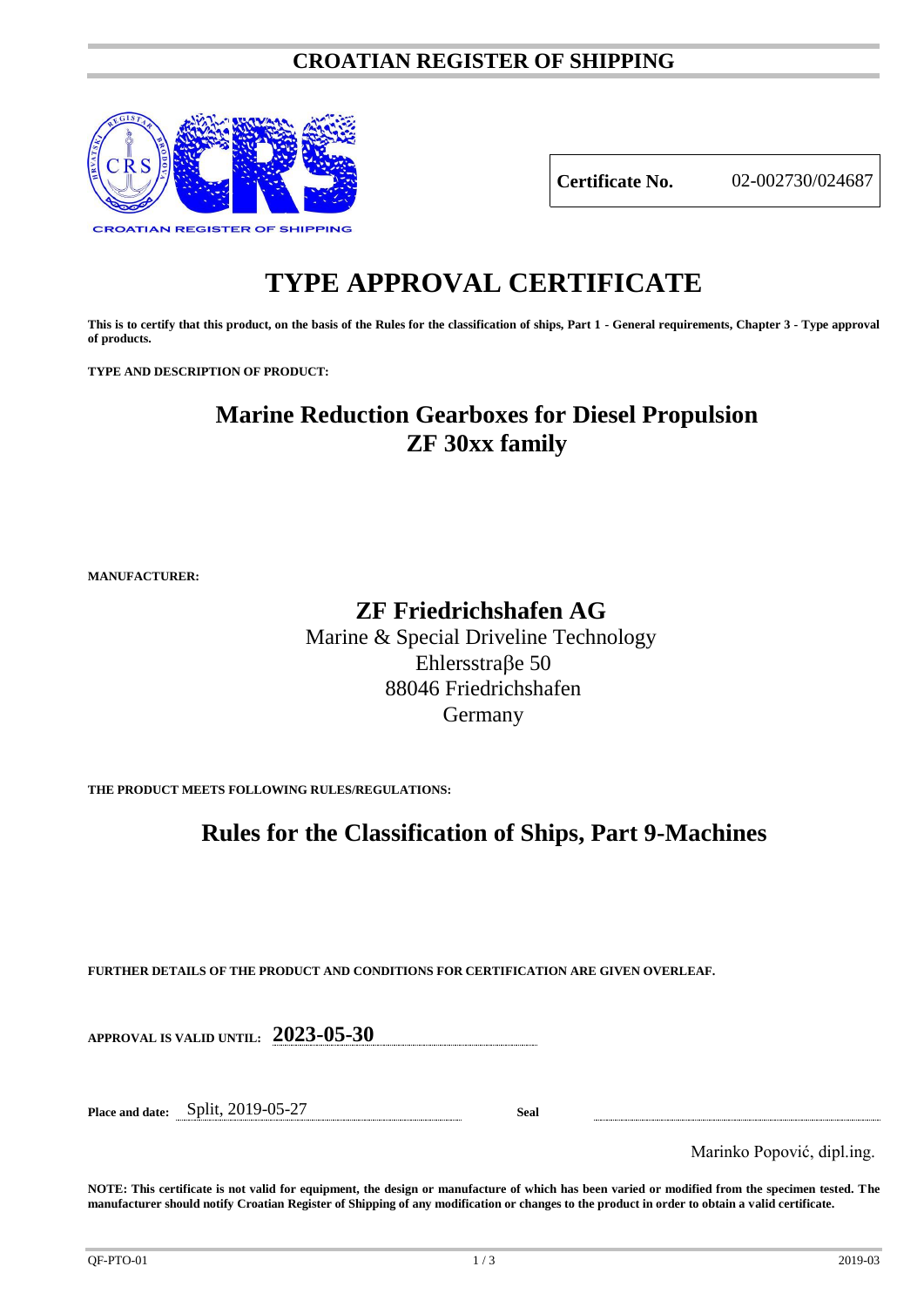# CROATIAN REGISTER OF SHIPPING

**Certificate No.** 02-002730/024687

# TYPE APPROVAL CERTIFICATE

**This is to certify that this product, on the basis of the Rules for the classification of ships, Part 1 - General requirements, Chapter 3 - Type approval of products.**

**TYPE AND DESCRIPTION OF PRODUCT:**

## Marine Reduction Gearboxes for Diesel Propulsion
## ZF 30xx family

**MANUFACTURER:**

## ZF Friedrichshafen AG

Marine & Special Driveline Technology
Ehlersstraβe 50
88046 Friedrichshafen
Germany

**THE PRODUCT MEETS FOLLOWING RULES/REGULATIONS:**

## Rules for the Classification of Ships, Part 9-Machines

**FURTHER DETAILS OF THE PRODUCT AND CONDITIONS FOR CERTIFICATION ARE GIVEN OVERLEAF.**

**APPROVAL IS VALID UNTIL:** **2023-05-30**

**Place and date:** Split, 2019-05-27

**Seal**

Marinko Popović, dipl.ing.

**NOTE: This certificate is not valid for equipment, the design or manufacture of which has been varied or modified from the specimen tested. The manufacturer should notify Croatian Register of Shipping of any modification or changes to the product in order to obtain a valid certificate.**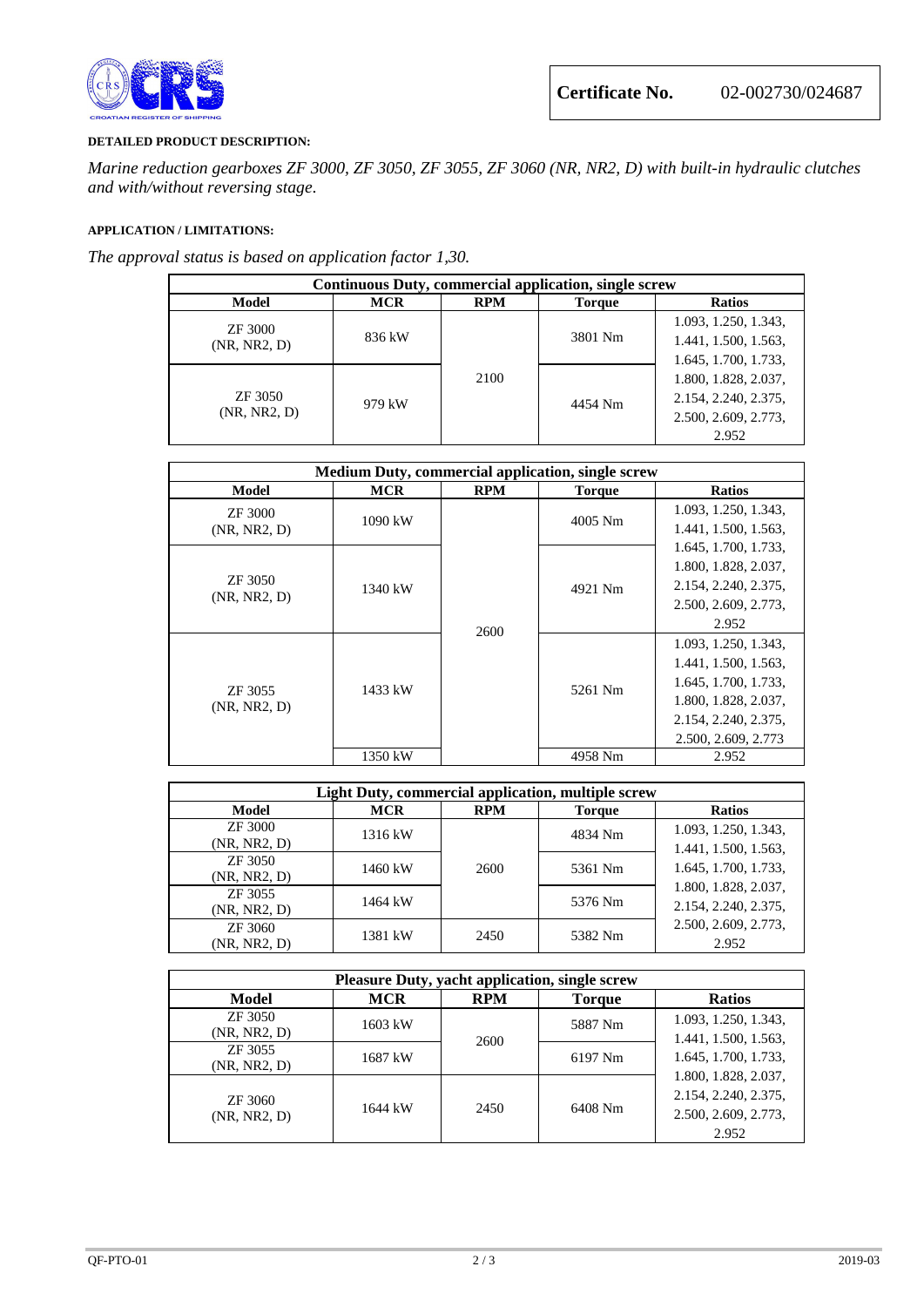**Certificate No.** 02-002730/024687

**DETAILED PRODUCT DESCRIPTION:**

*Marine reduction gearboxes ZF 3000, ZF 3050, ZF 3055, ZF 3060 (NR, NR2, D) with built-in hydraulic clutches and with/without reversing stage.*

**APPLICATION / LIMITATIONS:**

*The approval status is based on application factor 1,30.*

| Continuous Duty, commercial application, single screw | | | | |
|---|---|---|---|---|
| **Model** | **MCR** | **RPM** | **Torque** | **Ratios** |
| ZF 3000 (NR, NR2, D) | 836 kW | 2100 | 3801 Nm | 1.093, 1.250, 1.343, 1.441, 1.500, 1.563, 1.645, 1.700, 1.733, 1.800, 1.828, 2.037, 2.154, 2.240, 2.375, 2.500, 2.609, 2.773, 2.952 |
| ZF 3050 (NR, NR2, D) | 979 kW | | 4454 Nm | |

| Medium Duty, commercial application, single screw | | | | |
|---|---|---|---|---|
| **Model** | **MCR** | **RPM** | **Torque** | **Ratios** |
| ZF 3000 (NR, NR2, D) | 1090 kW | 2600 | 4005 Nm | 1.093, 1.250, 1.343, 1.441, 1.500, 1.563, 1.645, 1.700, 1.733, 1.800, 1.828, 2.037, 2.154, 2.240, 2.375, 2.500, 2.609, 2.773, 2.952 |
| ZF 3050 (NR, NR2, D) | 1340 kW | | 4921 Nm | |
| ZF 3055 (NR, NR2, D) | 1433 kW | | 5261 Nm | 1.093, 1.250, 1.343, 1.441, 1.500, 1.563, 1.645, 1.700, 1.733, 1.800, 1.828, 2.037, 2.154, 2.240, 2.375, 2.500, 2.609, 2.773 |
| | 1350 kW | | 4958 Nm | 2.952 |

| Light Duty, commercial application, multiple screw | | | | |
|---|---|---|---|---|
| **Model** | **MCR** | **RPM** | **Torque** | **Ratios** |
| ZF 3000 (NR, NR2, D) | 1316 kW | 2600 | 4834 Nm | 1.093, 1.250, 1.343, 1.441, 1.500, 1.563, 1.645, 1.700, 1.733, 1.800, 1.828, 2.037, 2.154, 2.240, 2.375, 2.500, 2.609, 2.773, 2.952 |
| ZF 3050 (NR, NR2, D) | 1460 kW | | 5361 Nm | |
| ZF 3055 (NR, NR2, D) | 1464 kW | | 5376 Nm | |
| ZF 3060 (NR, NR2, D) | 1381 kW | 2450 | 5382 Nm | |

| Pleasure Duty, yacht application, single screw | | | | |
|---|---|---|---|---|
| **Model** | **MCR** | **RPM** | **Torque** | **Ratios** |
| ZF 3050 (NR, NR2, D) | 1603 kW | 2600 | 5887 Nm | 1.093, 1.250, 1.343, 1.441, 1.500, 1.563, 1.645, 1.700, 1.733, 1.800, 1.828, 2.037, 2.154, 2.240, 2.375, 2.500, 2.609, 2.773, 2.952 |
| ZF 3055 (NR, NR2, D) | 1687 kW | | 6197 Nm | |
| ZF 3060 (NR, NR2, D) | 1644 kW | 2450 | 6408 Nm | |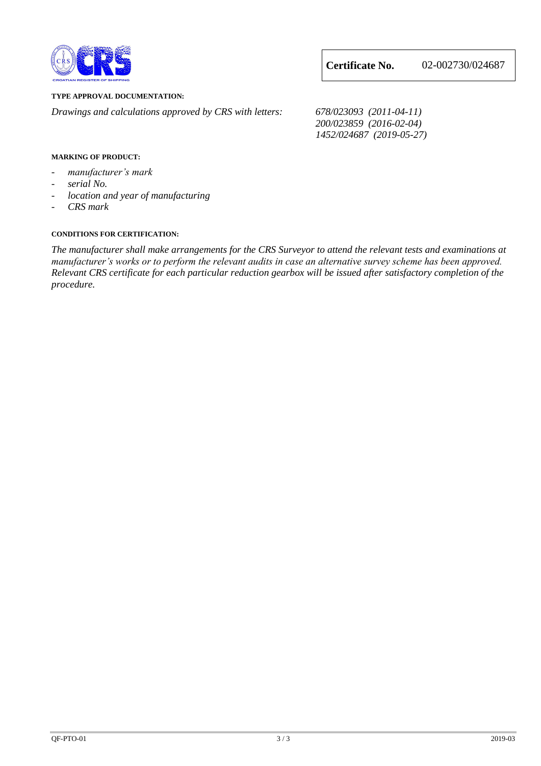**Certificate No.** 02-002730/024687

**TYPE APPROVAL DOCUMENTATION:**

| | |
|---|---|
| *Drawings and calculations approved by CRS with letters:* | *678/023093 (2011-04-11)*<br>*200/023859 (2016-02-04)*<br>*1452/024687 (2019-05-27)* |

**MARKING OF PRODUCT:**

- *manufacturer's mark*
- *serial No.*
- *location and year of manufacturing*
- *CRS mark*

**CONDITIONS FOR CERTIFICATION:**

*The manufacturer shall make arrangements for the CRS Surveyor to attend the relevant tests and examinations at manufacturer's works or to perform the relevant audits in case an alternative survey scheme has been approved. Relevant CRS certificate for each particular reduction gearbox will be issued after satisfactory completion of the procedure.*